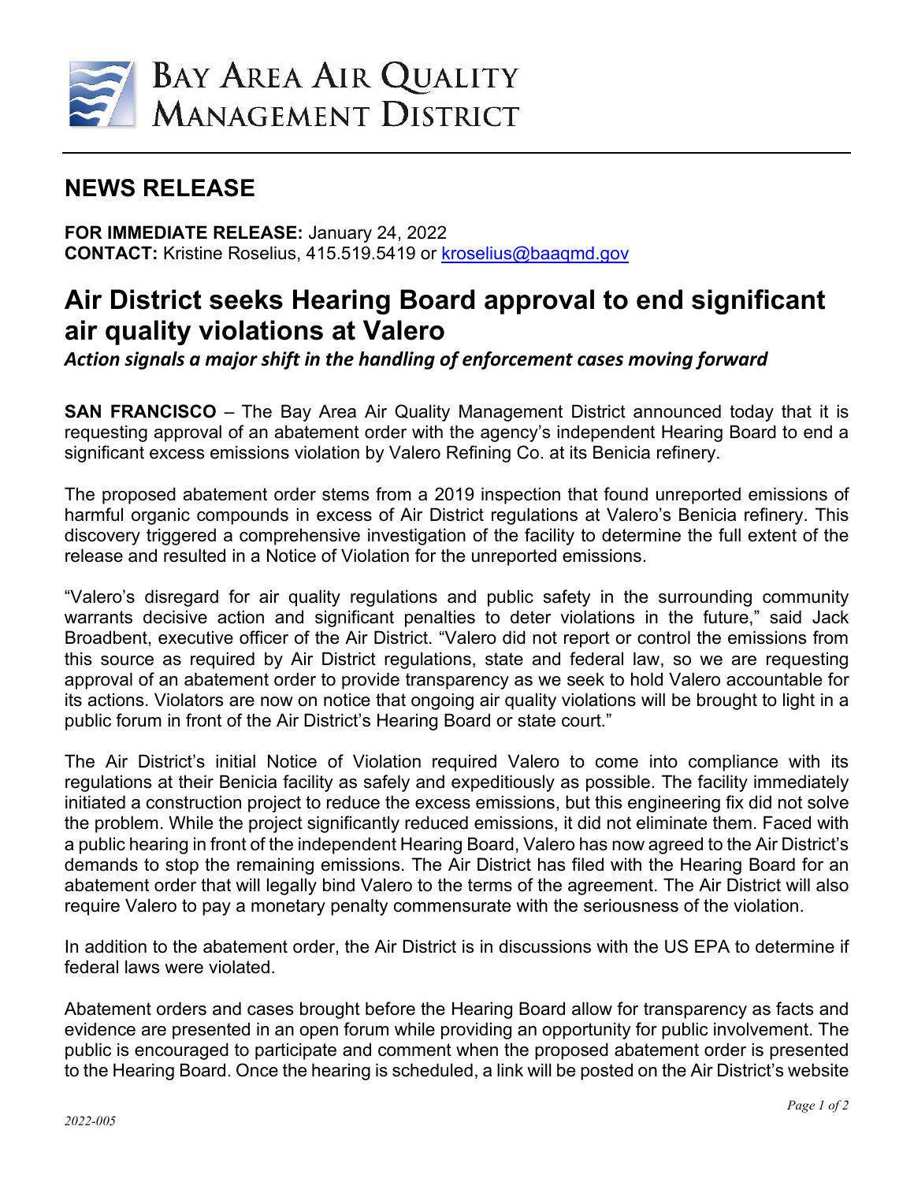BAY AREA AIR QUALITY MANAGEMENT DISTRICT

## NEWS RELEASE

**FOR IMMEDIATE RELEASE:** January 24, 2022
**CONTACT:** Kristine Roselius, 415.519.5419 or kroselius@baaqmd.gov

# Air District seeks Hearing Board approval to end significant air quality violations at Valero

***Action signals a major shift in the handling of enforcement cases moving forward***

**SAN FRANCISCO** – The Bay Area Air Quality Management District announced today that it is requesting approval of an abatement order with the agency's independent Hearing Board to end a significant excess emissions violation by Valero Refining Co. at its Benicia refinery.

The proposed abatement order stems from a 2019 inspection that found unreported emissions of harmful organic compounds in excess of Air District regulations at Valero's Benicia refinery. This discovery triggered a comprehensive investigation of the facility to determine the full extent of the release and resulted in a Notice of Violation for the unreported emissions.

"Valero's disregard for air quality regulations and public safety in the surrounding community warrants decisive action and significant penalties to deter violations in the future," said Jack Broadbent, executive officer of the Air District. "Valero did not report or control the emissions from this source as required by Air District regulations, state and federal law, so we are requesting approval of an abatement order to provide transparency as we seek to hold Valero accountable for its actions. Violators are now on notice that ongoing air quality violations will be brought to light in a public forum in front of the Air District's Hearing Board or state court."

The Air District's initial Notice of Violation required Valero to come into compliance with its regulations at their Benicia facility as safely and expeditiously as possible. The facility immediately initiated a construction project to reduce the excess emissions, but this engineering fix did not solve the problem. While the project significantly reduced emissions, it did not eliminate them. Faced with a public hearing in front of the independent Hearing Board, Valero has now agreed to the Air District's demands to stop the remaining emissions. The Air District has filed with the Hearing Board for an abatement order that will legally bind Valero to the terms of the agreement. The Air District will also require Valero to pay a monetary penalty commensurate with the seriousness of the violation.

In addition to the abatement order, the Air District is in discussions with the US EPA to determine if federal laws were violated.

Abatement orders and cases brought before the Hearing Board allow for transparency as facts and evidence are presented in an open forum while providing an opportunity for public involvement. The public is encouraged to participate and comment when the proposed abatement order is presented to the Hearing Board. Once the hearing is scheduled, a link will be posted on the Air District's website

2022-005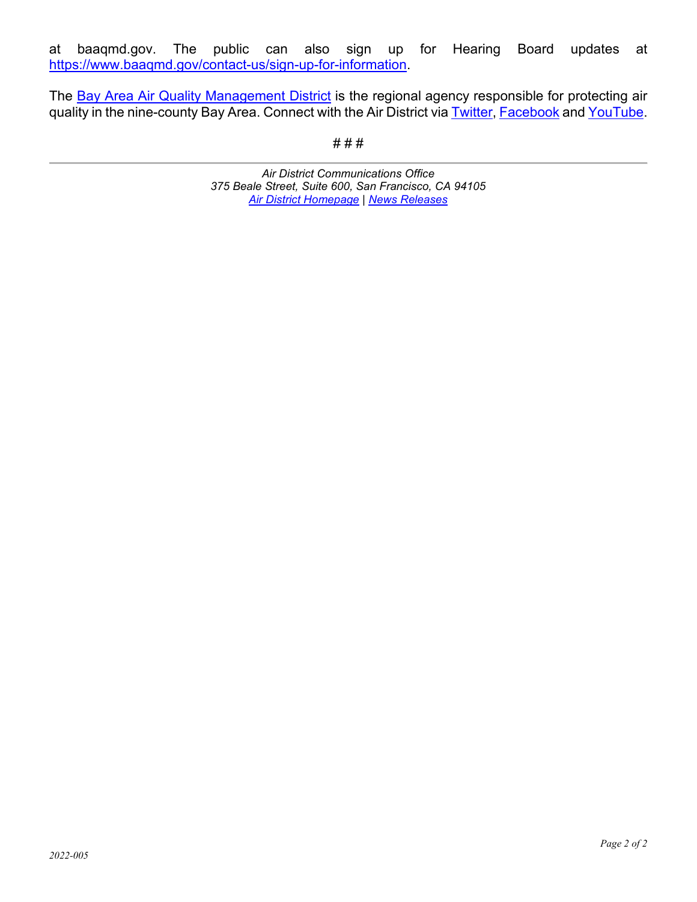at baaqmd.gov. The public can also sign up for Hearing Board updates at https://www.baaqmd.gov/contact-us/sign-up-for-information.

The Bay Area Air Quality Management District is the regional agency responsible for protecting air quality in the nine-county Bay Area. Connect with the Air District via Twitter, Facebook and YouTube.

# # #

*Air District Communications Office*
*375 Beale Street, Suite 600, San Francisco, CA 94105*
*Air District Homepage | News Releases*

*2022-005*